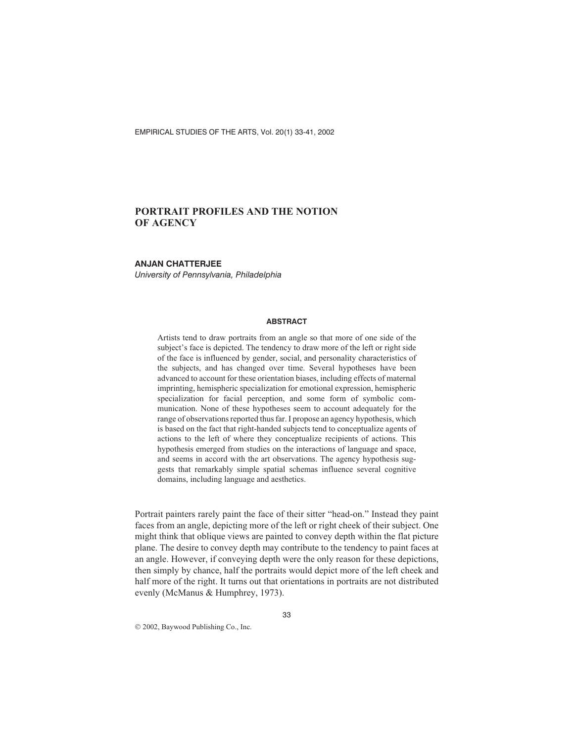# PORTRAIT PROFILES AND THE NOTION OF AGENCY

**ANJAN CHATTERJEE**

*University of Pennsylvania, Philadelphia*

## ABSTRACT

Artists tend to draw portraits from an angle so that more of one side of the subject's face is depicted. The tendency to draw more of the left or right side of the face is influenced by gender, social, and personality characteristics of the subjects, and has changed over time. Several hypotheses have been advanced to account for these orientation biases, including effects of maternal imprinting, hemispheric specialization for emotional expression, hemispheric specialization for facial perception, and some form of symbolic communication. None of these hypotheses seem to account adequately for the range of observations reported thus far. I propose an agency hypothesis, which is based on the fact that right-handed subjects tend to conceptualize agents of actions to the left of where they conceptualize recipients of actions. This hypothesis emerged from studies on the interactions of language and space, and seems in accord with the art observations. The agency hypothesis suggests that remarkably simple spatial schemas influence several cognitive domains, including language and aesthetics.

Portrait painters rarely paint the face of their sitter "head-on." Instead they paint faces from an angle, depicting more of the left or right cheek of their subject. One might think that oblique views are painted to convey depth within the flat picture plane. The desire to convey depth may contribute to the tendency to paint faces at an angle. However, if conveying depth were the only reason for these depictions, then simply by chance, half the portraits would depict more of the left cheek and half more of the right. It turns out that orientations in portraits are not distributed evenly (McManus & Humphrey, 1973).

© 2002, Baywood Publishing Co., Inc.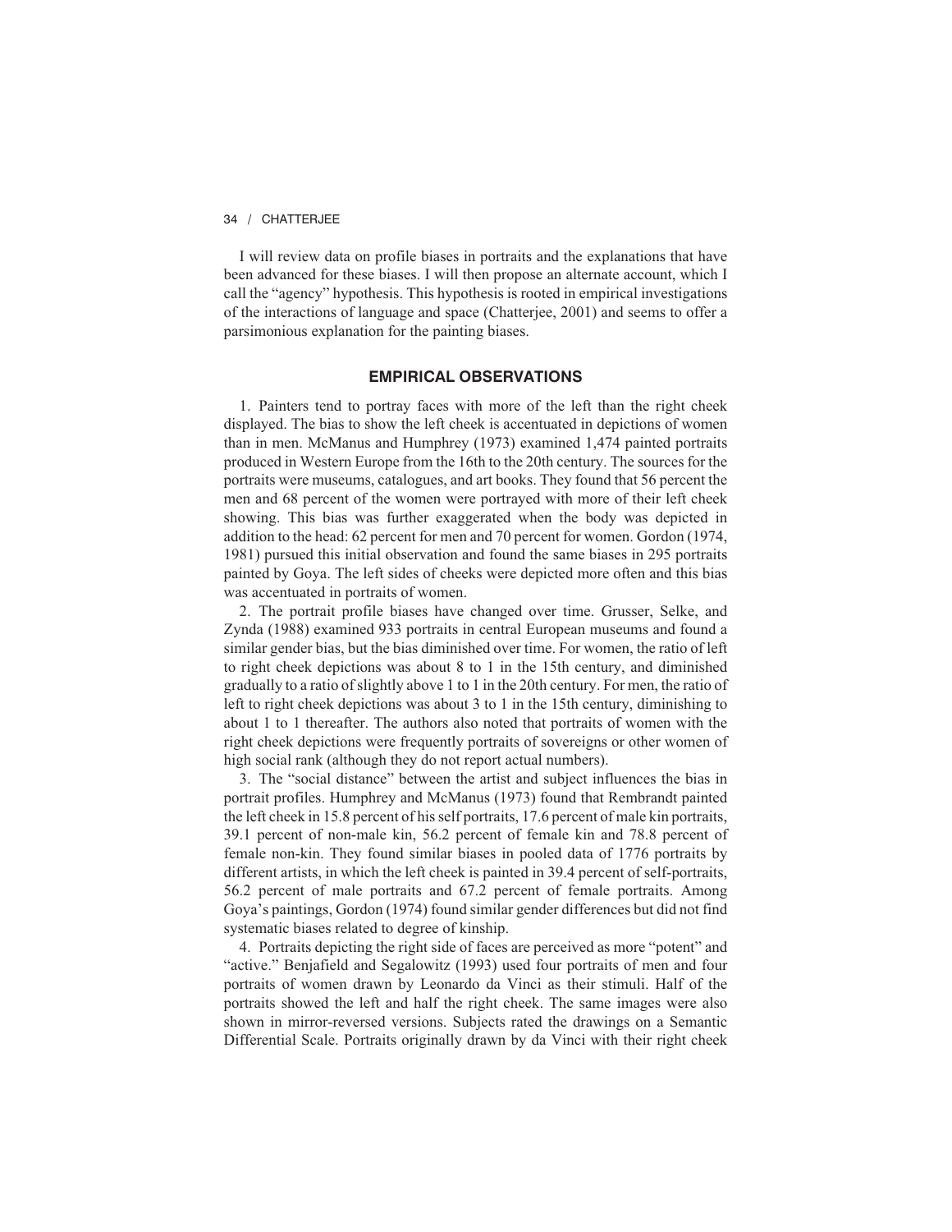I will review data on profile biases in portraits and the explanations that have been advanced for these biases. I will then propose an alternate account, which I call the "agency" hypothesis. This hypothesis is rooted in empirical investigations of the interactions of language and space (Chatterjee, 2001) and seems to offer a parsimonious explanation for the painting biases.

## EMPIRICAL OBSERVATIONS

1. Painters tend to portray faces with more of the left than the right cheek displayed. The bias to show the left cheek is accentuated in depictions of women than in men. McManus and Humphrey (1973) examined 1,474 painted portraits produced in Western Europe from the 16th to the 20th century. The sources for the portraits were museums, catalogues, and art books. They found that 56 percent the men and 68 percent of the women were portrayed with more of their left cheek showing. This bias was further exaggerated when the body was depicted in addition to the head: 62 percent for men and 70 percent for women. Gordon (1974, 1981) pursued this initial observation and found the same biases in 295 portraits painted by Goya. The left sides of cheeks were depicted more often and this bias was accentuated in portraits of women.

2. The portrait profile biases have changed over time. Grusser, Selke, and Zynda (1988) examined 933 portraits in central European museums and found a similar gender bias, but the bias diminished over time. For women, the ratio of left to right cheek depictions was about 8 to 1 in the 15th century, and diminished gradually to a ratio of slightly above 1 to 1 in the 20th century. For men, the ratio of left to right cheek depictions was about 3 to 1 in the 15th century, diminishing to about 1 to 1 thereafter. The authors also noted that portraits of women with the right cheek depictions were frequently portraits of sovereigns or other women of high social rank (although they do not report actual numbers).

3. The "social distance" between the artist and subject influences the bias in portrait profiles. Humphrey and McManus (1973) found that Rembrandt painted the left cheek in 15.8 percent of his self portraits, 17.6 percent of male kin portraits, 39.1 percent of non-male kin, 56.2 percent of female kin and 78.8 percent of female non-kin. They found similar biases in pooled data of 1776 portraits by different artists, in which the left cheek is painted in 39.4 percent of self-portraits, 56.2 percent of male portraits and 67.2 percent of female portraits. Among Goya's paintings, Gordon (1974) found similar gender differences but did not find systematic biases related to degree of kinship.

4. Portraits depicting the right side of faces are perceived as more "potent" and "active." Benjafield and Segalowitz (1993) used four portraits of men and four portraits of women drawn by Leonardo da Vinci as their stimuli. Half of the portraits showed the left and half the right cheek. The same images were also shown in mirror-reversed versions. Subjects rated the drawings on a Semantic Differential Scale. Portraits originally drawn by da Vinci with their right cheek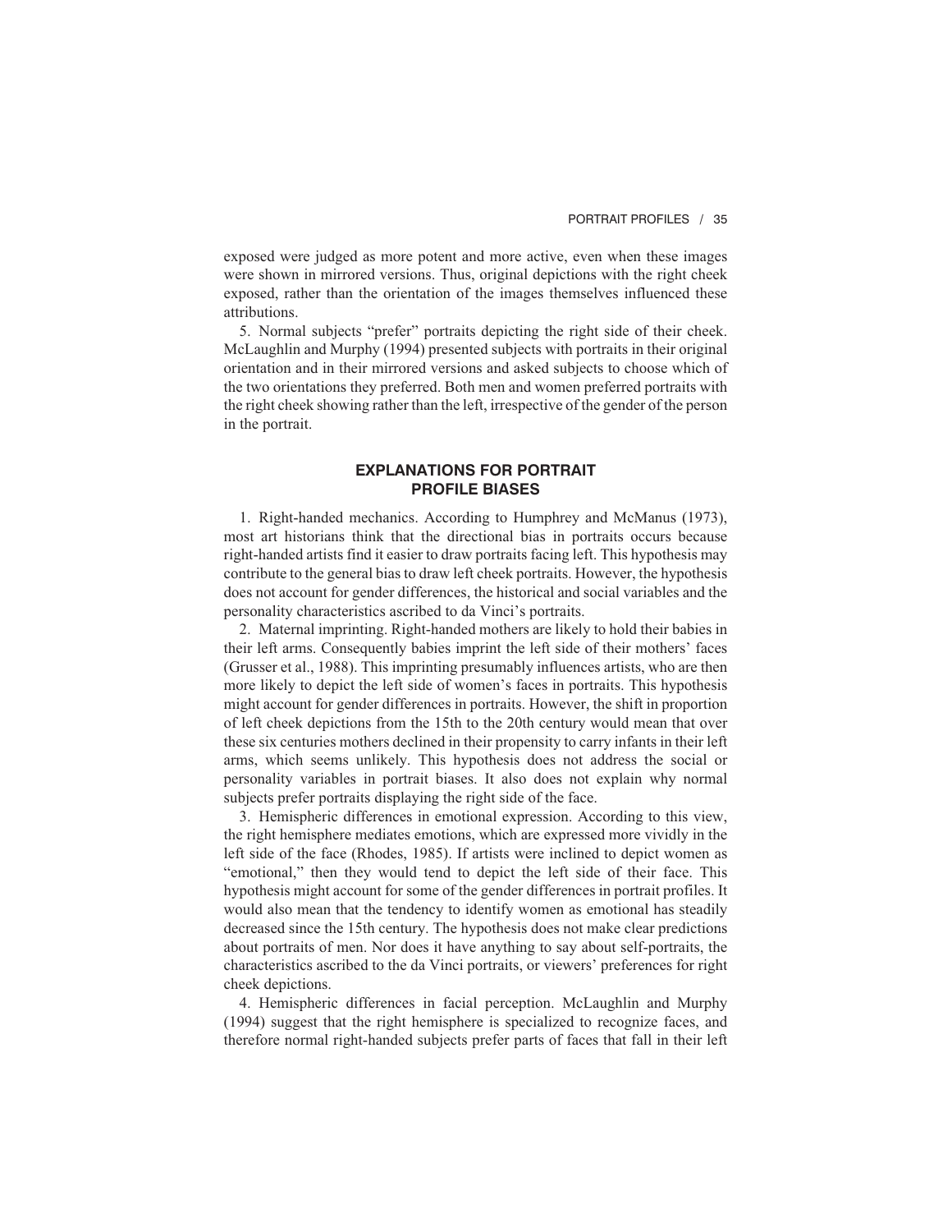exposed were judged as more potent and more active, even when these images were shown in mirrored versions. Thus, original depictions with the right cheek exposed, rather than the orientation of the images themselves influenced these attributions.

5. Normal subjects "prefer" portraits depicting the right side of their cheek. McLaughlin and Murphy (1994) presented subjects with portraits in their original orientation and in their mirrored versions and asked subjects to choose which of the two orientations they preferred. Both men and women preferred portraits with the right cheek showing rather than the left, irrespective of the gender of the person in the portrait.

## EXPLANATIONS FOR PORTRAIT PROFILE BIASES

1. Right-handed mechanics. According to Humphrey and McManus (1973), most art historians think that the directional bias in portraits occurs because right-handed artists find it easier to draw portraits facing left. This hypothesis may contribute to the general bias to draw left cheek portraits. However, the hypothesis does not account for gender differences, the historical and social variables and the personality characteristics ascribed to da Vinci's portraits.

2. Maternal imprinting. Right-handed mothers are likely to hold their babies in their left arms. Consequently babies imprint the left side of their mothers' faces (Grusser et al., 1988). This imprinting presumably influences artists, who are then more likely to depict the left side of women's faces in portraits. This hypothesis might account for gender differences in portraits. However, the shift in proportion of left cheek depictions from the 15th to the 20th century would mean that over these six centuries mothers declined in their propensity to carry infants in their left arms, which seems unlikely. This hypothesis does not address the social or personality variables in portrait biases. It also does not explain why normal subjects prefer portraits displaying the right side of the face.

3. Hemispheric differences in emotional expression. According to this view, the right hemisphere mediates emotions, which are expressed more vividly in the left side of the face (Rhodes, 1985). If artists were inclined to depict women as "emotional," then they would tend to depict the left side of their face. This hypothesis might account for some of the gender differences in portrait profiles. It would also mean that the tendency to identify women as emotional has steadily decreased since the 15th century. The hypothesis does not make clear predictions about portraits of men. Nor does it have anything to say about self-portraits, the characteristics ascribed to the da Vinci portraits, or viewers' preferences for right cheek depictions.

4. Hemispheric differences in facial perception. McLaughlin and Murphy (1994) suggest that the right hemisphere is specialized to recognize faces, and therefore normal right-handed subjects prefer parts of faces that fall in their left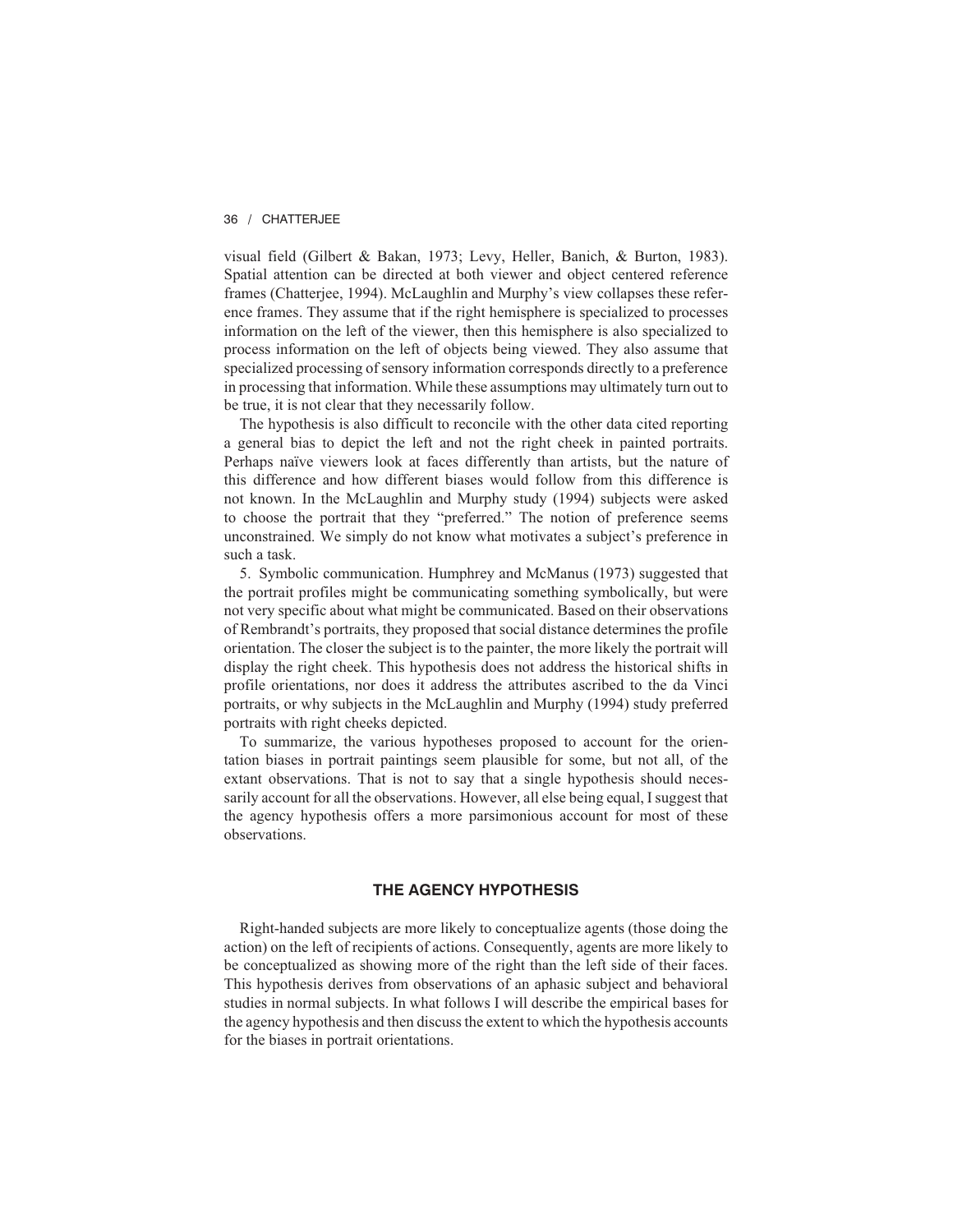visual field (Gilbert & Bakan, 1973; Levy, Heller, Banich, & Burton, 1983). Spatial attention can be directed at both viewer and object centered reference frames (Chatterjee, 1994). McLaughlin and Murphy's view collapses these reference frames. They assume that if the right hemisphere is specialized to processes information on the left of the viewer, then this hemisphere is also specialized to process information on the left of objects being viewed. They also assume that specialized processing of sensory information corresponds directly to a preference in processing that information. While these assumptions may ultimately turn out to be true, it is not clear that they necessarily follow.

The hypothesis is also difficult to reconcile with the other data cited reporting a general bias to depict the left and not the right cheek in painted portraits. Perhaps naïve viewers look at faces differently than artists, but the nature of this difference and how different biases would follow from this difference is not known. In the McLaughlin and Murphy study (1994) subjects were asked to choose the portrait that they "preferred." The notion of preference seems unconstrained. We simply do not know what motivates a subject's preference in such a task.

5. Symbolic communication. Humphrey and McManus (1973) suggested that the portrait profiles might be communicating something symbolically, but were not very specific about what might be communicated. Based on their observations of Rembrandt's portraits, they proposed that social distance determines the profile orientation. The closer the subject is to the painter, the more likely the portrait will display the right cheek. This hypothesis does not address the historical shifts in profile orientations, nor does it address the attributes ascribed to the da Vinci portraits, or why subjects in the McLaughlin and Murphy (1994) study preferred portraits with right cheeks depicted.

To summarize, the various hypotheses proposed to account for the orientation biases in portrait paintings seem plausible for some, but not all, of the extant observations. That is not to say that a single hypothesis should necessarily account for all the observations. However, all else being equal, I suggest that the agency hypothesis offers a more parsimonious account for most of these observations.

## THE AGENCY HYPOTHESIS

Right-handed subjects are more likely to conceptualize agents (those doing the action) on the left of recipients of actions. Consequently, agents are more likely to be conceptualized as showing more of the right than the left side of their faces. This hypothesis derives from observations of an aphasic subject and behavioral studies in normal subjects. In what follows I will describe the empirical bases for the agency hypothesis and then discuss the extent to which the hypothesis accounts for the biases in portrait orientations.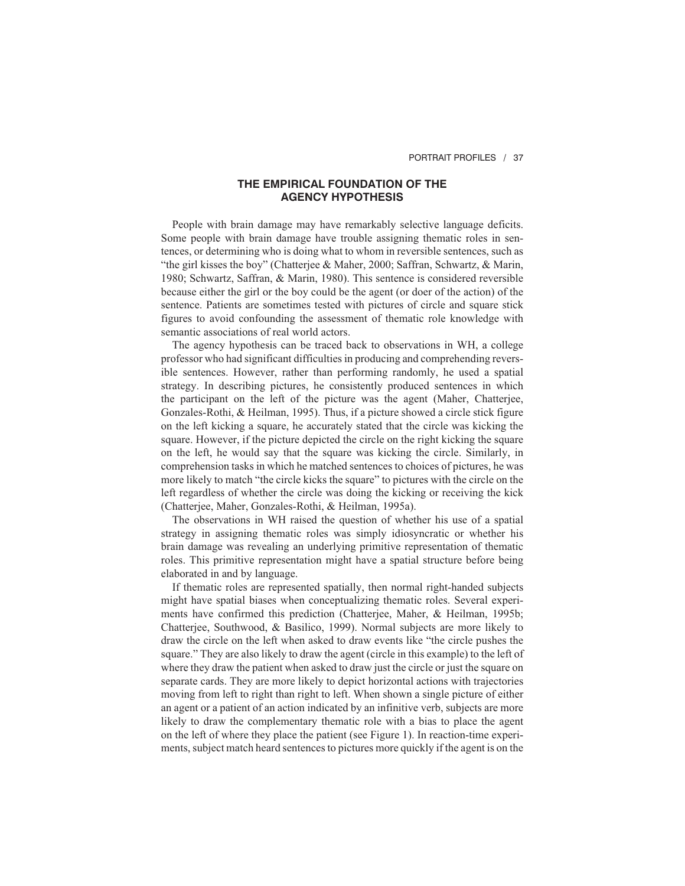## THE EMPIRICAL FOUNDATION OF THE AGENCY HYPOTHESIS

People with brain damage may have remarkably selective language deficits. Some people with brain damage have trouble assigning thematic roles in sentences, or determining who is doing what to whom in reversible sentences, such as "the girl kisses the boy" (Chatterjee & Maher, 2000; Saffran, Schwartz, & Marin, 1980; Schwartz, Saffran, & Marin, 1980). This sentence is considered reversible because either the girl or the boy could be the agent (or doer of the action) of the sentence. Patients are sometimes tested with pictures of circle and square stick figures to avoid confounding the assessment of thematic role knowledge with semantic associations of real world actors.

The agency hypothesis can be traced back to observations in WH, a college professor who had significant difficulties in producing and comprehending reversible sentences. However, rather than performing randomly, he used a spatial strategy. In describing pictures, he consistently produced sentences in which the participant on the left of the picture was the agent (Maher, Chatterjee, Gonzales-Rothi, & Heilman, 1995). Thus, if a picture showed a circle stick figure on the left kicking a square, he accurately stated that the circle was kicking the square. However, if the picture depicted the circle on the right kicking the square on the left, he would say that the square was kicking the circle. Similarly, in comprehension tasks in which he matched sentences to choices of pictures, he was more likely to match "the circle kicks the square" to pictures with the circle on the left regardless of whether the circle was doing the kicking or receiving the kick (Chatterjee, Maher, Gonzales-Rothi, & Heilman, 1995a).

The observations in WH raised the question of whether his use of a spatial strategy in assigning thematic roles was simply idiosyncratic or whether his brain damage was revealing an underlying primitive representation of thematic roles. This primitive representation might have a spatial structure before being elaborated in and by language.

If thematic roles are represented spatially, then normal right-handed subjects might have spatial biases when conceptualizing thematic roles. Several experiments have confirmed this prediction (Chatterjee, Maher, & Heilman, 1995b; Chatterjee, Southwood, & Basilico, 1999). Normal subjects are more likely to draw the circle on the left when asked to draw events like "the circle pushes the square." They are also likely to draw the agent (circle in this example) to the left of where they draw the patient when asked to draw just the circle or just the square on separate cards. They are more likely to depict horizontal actions with trajectories moving from left to right than right to left. When shown a single picture of either an agent or a patient of an action indicated by an infinitive verb, subjects are more likely to draw the complementary thematic role with a bias to place the agent on the left of where they place the patient (see Figure 1). In reaction-time experiments, subject match heard sentences to pictures more quickly if the agent is on the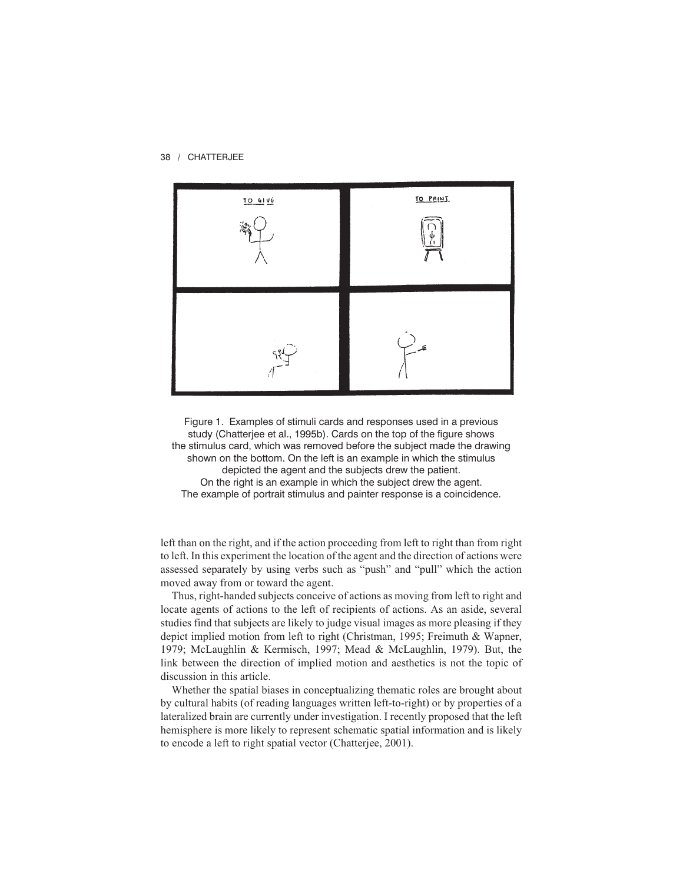Figure 1. Examples of stimuli cards and responses used in a previous study (Chatterjee et al., 1995b). Cards on the top of the figure shows the stimulus card, which was removed before the subject made the drawing shown on the bottom. On the left is an example in which the stimulus depicted the agent and the subjects drew the patient. On the right is an example in which the subject drew the agent. The example of portrait stimulus and painter response is a coincidence.

left than on the right, and if the action proceeding from left to right than from right to left. In this experiment the location of the agent and the direction of actions were assessed separately by using verbs such as "push" and "pull" which the action moved away from or toward the agent.

Thus, right-handed subjects conceive of actions as moving from left to right and locate agents of actions to the left of recipients of actions. As an aside, several studies find that subjects are likely to judge visual images as more pleasing if they depict implied motion from left to right (Christman, 1995; Freimuth & Wapner, 1979; McLaughlin & Kermisch, 1997; Mead & McLaughlin, 1979). But, the link between the direction of implied motion and aesthetics is not the topic of discussion in this article.

Whether the spatial biases in conceptualizing thematic roles are brought about by cultural habits (of reading languages written left-to-right) or by properties of a lateralized brain are currently under investigation. I recently proposed that the left hemisphere is more likely to represent schematic spatial information and is likely to encode a left to right spatial vector (Chatterjee, 2001).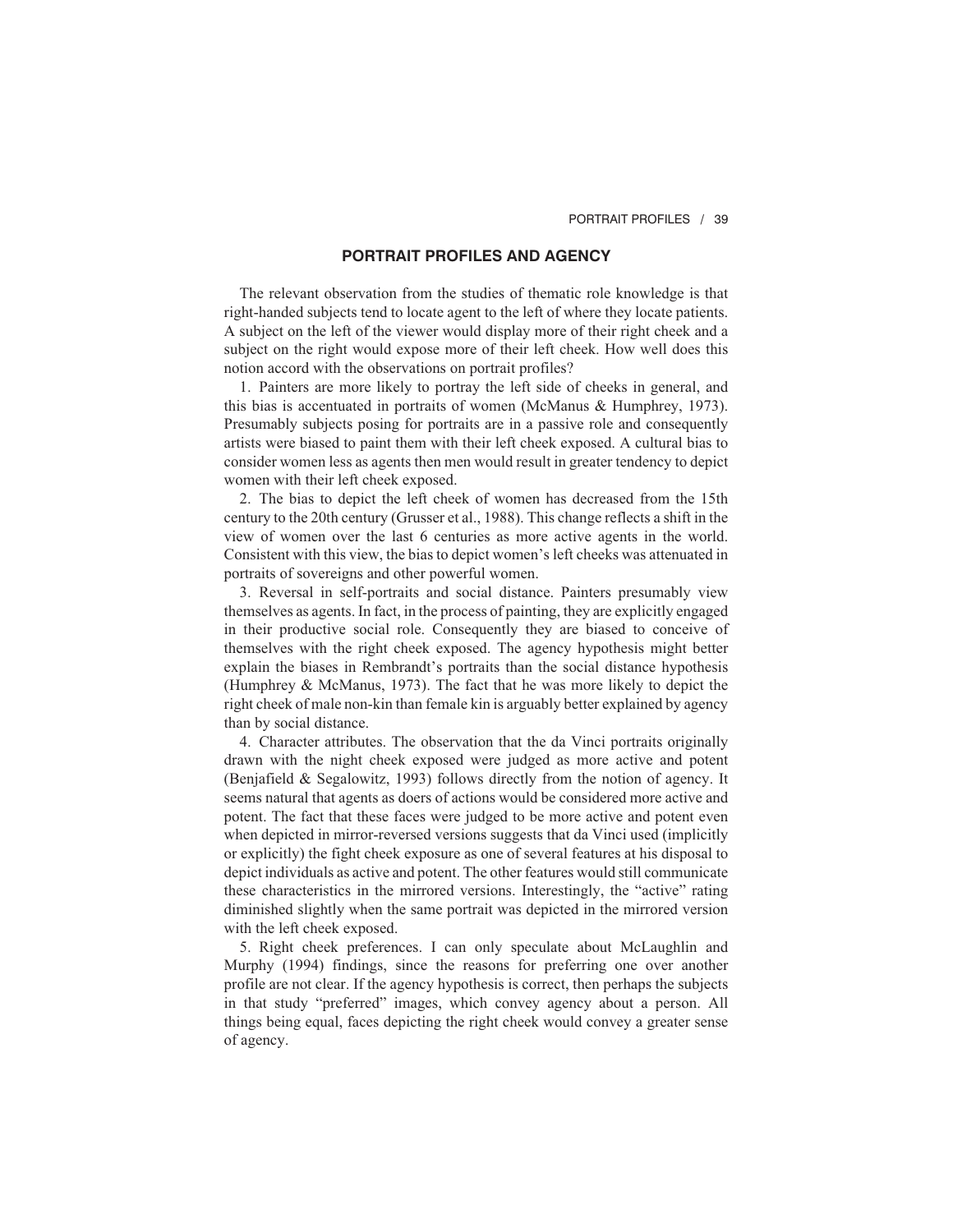## PORTRAIT PROFILES AND AGENCY

The relevant observation from the studies of thematic role knowledge is that right-handed subjects tend to locate agent to the left of where they locate patients. A subject on the left of the viewer would display more of their right cheek and a subject on the right would expose more of their left cheek. How well does this notion accord with the observations on portrait profiles?

1. Painters are more likely to portray the left side of cheeks in general, and this bias is accentuated in portraits of women (McManus & Humphrey, 1973). Presumably subjects posing for portraits are in a passive role and consequently artists were biased to paint them with their left cheek exposed. A cultural bias to consider women less as agents then men would result in greater tendency to depict women with their left cheek exposed.

2. The bias to depict the left cheek of women has decreased from the 15th century to the 20th century (Grusser et al., 1988). This change reflects a shift in the view of women over the last 6 centuries as more active agents in the world. Consistent with this view, the bias to depict women's left cheeks was attenuated in portraits of sovereigns and other powerful women.

3. Reversal in self-portraits and social distance. Painters presumably view themselves as agents. In fact, in the process of painting, they are explicitly engaged in their productive social role. Consequently they are biased to conceive of themselves with the right cheek exposed. The agency hypothesis might better explain the biases in Rembrandt's portraits than the social distance hypothesis (Humphrey & McManus, 1973). The fact that he was more likely to depict the right cheek of male non-kin than female kin is arguably better explained by agency than by social distance.

4. Character attributes. The observation that the da Vinci portraits originally drawn with the night cheek exposed were judged as more active and potent (Benjafield & Segalowitz, 1993) follows directly from the notion of agency. It seems natural that agents as doers of actions would be considered more active and potent. The fact that these faces were judged to be more active and potent even when depicted in mirror-reversed versions suggests that da Vinci used (implicitly or explicitly) the fight cheek exposure as one of several features at his disposal to depict individuals as active and potent. The other features would still communicate these characteristics in the mirrored versions. Interestingly, the "active" rating diminished slightly when the same portrait was depicted in the mirrored version with the left cheek exposed.

5. Right cheek preferences. I can only speculate about McLaughlin and Murphy (1994) findings, since the reasons for preferring one over another profile are not clear. If the agency hypothesis is correct, then perhaps the subjects in that study "preferred" images, which convey agency about a person. All things being equal, faces depicting the right cheek would convey a greater sense of agency.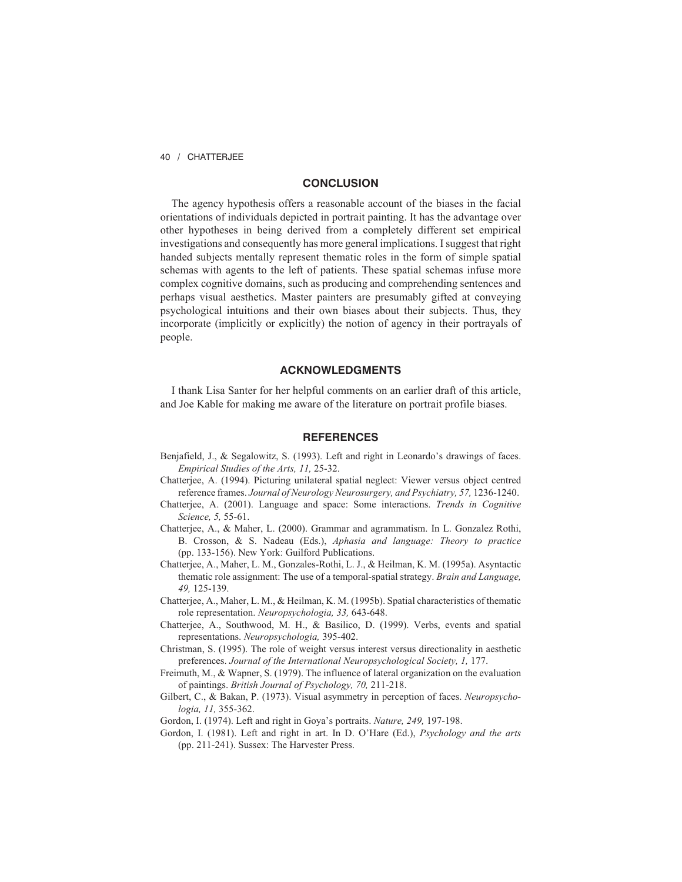## CONCLUSION

The agency hypothesis offers a reasonable account of the biases in the facial orientations of individuals depicted in portrait painting. It has the advantage over other hypotheses in being derived from a completely different set empirical investigations and consequently has more general implications. I suggest that right handed subjects mentally represent thematic roles in the form of simple spatial schemas with agents to the left of patients. These spatial schemas infuse more complex cognitive domains, such as producing and comprehending sentences and perhaps visual aesthetics. Master painters are presumably gifted at conveying psychological intuitions and their own biases about their subjects. Thus, they incorporate (implicitly or explicitly) the notion of agency in their portrayals of people.

## ACKNOWLEDGMENTS

I thank Lisa Santer for her helpful comments on an earlier draft of this article, and Joe Kable for making me aware of the literature on portrait profile biases.

## REFERENCES

Benjafield, J., & Segalowitz, S. (1993). Left and right in Leonardo's drawings of faces. *Empirical Studies of the Arts, 11,* 25-32.

Chatterjee, A. (1994). Picturing unilateral spatial neglect: Viewer versus object centred reference frames. *Journal of Neurology Neurosurgery, and Psychiatry, 57,* 1236-1240.

Chatterjee, A. (2001). Language and space: Some interactions. *Trends in Cognitive Science, 5,* 55-61.

Chatterjee, A., & Maher, L. (2000). Grammar and agrammatism. In L. Gonzalez Rothi, B. Crosson, & S. Nadeau (Eds.), *Aphasia and language: Theory to practice* (pp. 133-156). New York: Guilford Publications.

Chatterjee, A., Maher, L. M., Gonzales-Rothi, L. J., & Heilman, K. M. (1995a). Asyntactic thematic role assignment: The use of a temporal-spatial strategy. *Brain and Language, 49,* 125-139.

Chatterjee, A., Maher, L. M., & Heilman, K. M. (1995b). Spatial characteristics of thematic role representation. *Neuropsychologia, 33,* 643-648.

Chatterjee, A., Southwood, M. H., & Basilico, D. (1999). Verbs, events and spatial representations. *Neuropsychologia,* 395-402.

Christman, S. (1995). The role of weight versus interest versus directionality in aesthetic preferences. *Journal of the International Neuropsychological Society, 1,* 177.

Freimuth, M., & Wapner, S. (1979). The influence of lateral organization on the evaluation of paintings. *British Journal of Psychology, 70,* 211-218.

Gilbert, C., & Bakan, P. (1973). Visual asymmetry in perception of faces. *Neuropsychologia, 11,* 355-362.

Gordon, I. (1974). Left and right in Goya's portraits. *Nature, 249,* 197-198.

Gordon, I. (1981). Left and right in art. In D. O'Hare (Ed.), *Psychology and the arts* (pp. 211-241). Sussex: The Harvester Press.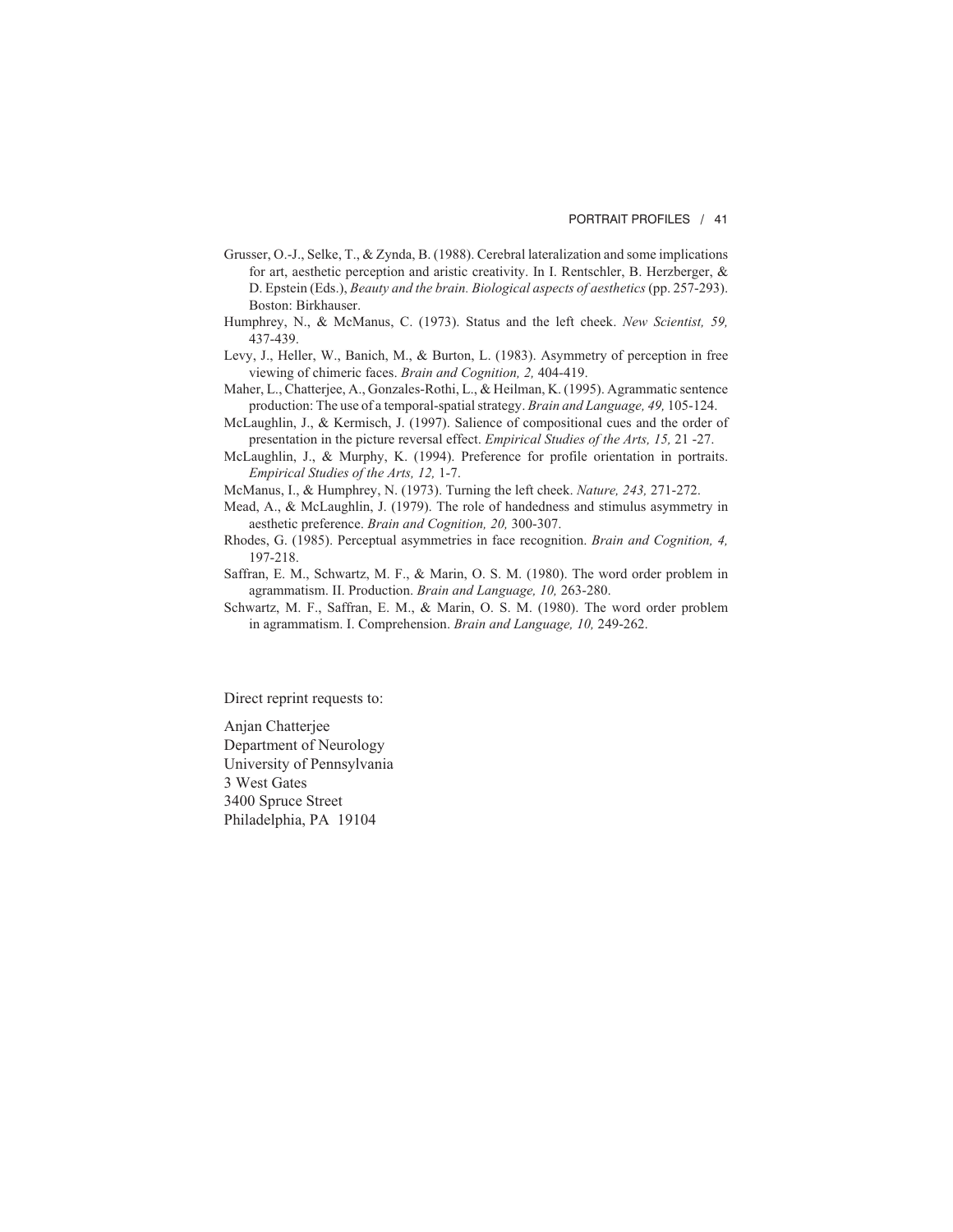Grusser, O.-J., Selke, T., & Zynda, B. (1988). Cerebral lateralization and some implications for art, aesthetic perception and aristic creativity. In I. Rentschler, B. Herzberger, & D. Epstein (Eds.), *Beauty and the brain. Biological aspects of aesthetics* (pp. 257-293). Boston: Birkhauser.

Humphrey, N., & McManus, C. (1973). Status and the left cheek. *New Scientist, 59,* 437-439.

Levy, J., Heller, W., Banich, M., & Burton, L. (1983). Asymmetry of perception in free viewing of chimeric faces. *Brain and Cognition, 2,* 404-419.

Maher, L., Chatterjee, A., Gonzales-Rothi, L., & Heilman, K. (1995). Agrammatic sentence production: The use of a temporal-spatial strategy. *Brain and Language, 49,* 105-124.

McLaughlin, J., & Kermisch, J. (1997). Salience of compositional cues and the order of presentation in the picture reversal effect. *Empirical Studies of the Arts, 15,* 21 -27.

McLaughlin, J., & Murphy, K. (1994). Preference for profile orientation in portraits. *Empirical Studies of the Arts, 12,* 1-7.

McManus, I., & Humphrey, N. (1973). Turning the left cheek. *Nature, 243,* 271-272.

Mead, A., & McLaughlin, J. (1979). The role of handedness and stimulus asymmetry in aesthetic preference. *Brain and Cognition, 20,* 300-307.

Rhodes, G. (1985). Perceptual asymmetries in face recognition. *Brain and Cognition, 4,* 197-218.

Saffran, E. M., Schwartz, M. F., & Marin, O. S. M. (1980). The word order problem in agrammatism. II. Production. *Brain and Language, 10,* 263-280.

Schwartz, M. F., Saffran, E. M., & Marin, O. S. M. (1980). The word order problem in agrammatism. I. Comprehension. *Brain and Language, 10,* 249-262.

Direct reprint requests to:

Anjan Chatterjee
Department of Neurology
University of Pennsylvania
3 West Gates
3400 Spruce Street
Philadelphia, PA 19104